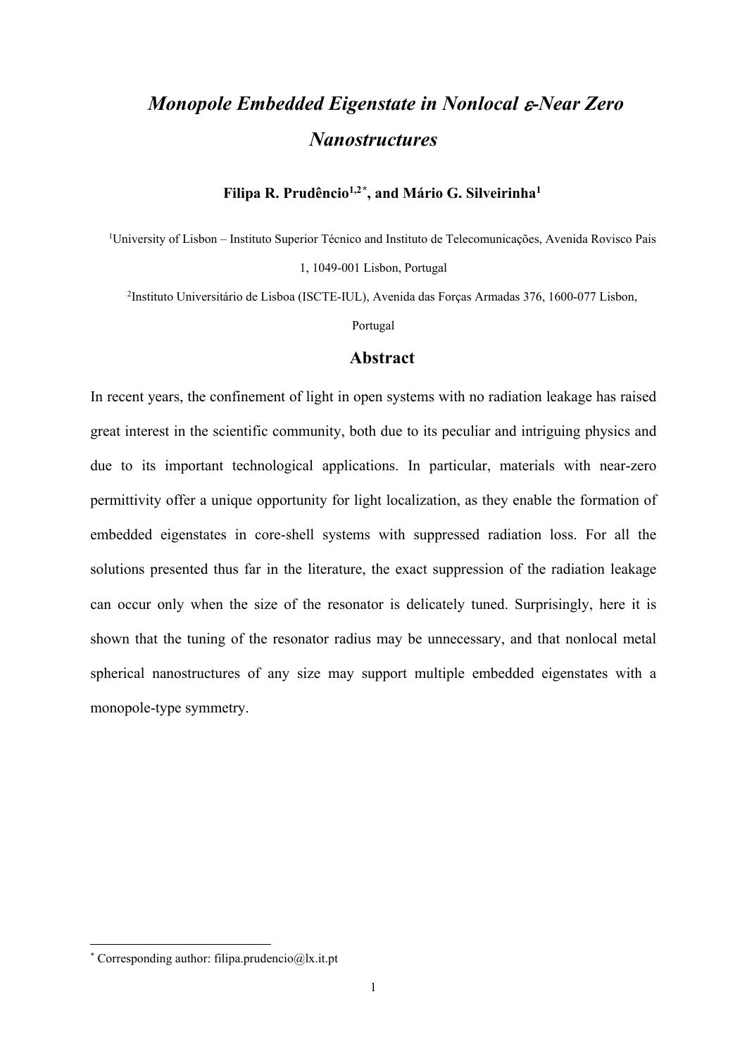# *Monopole Embedded Eigenstate in Nonlocal ε-Near Zero Nanostructures*

**Filipa R. Prudêncio[1,2*], and Mário G. Silveirinha[1]**

[1]University of Lisbon – Instituto Superior Técnico and Instituto de Telecomunicações, Avenida Rovisco Pais 1, 1049-001 Lisbon, Portugal

[2]Instituto Universitário de Lisboa (ISCTE-IUL), Avenida das Forças Armadas 376, 1600-077 Lisbon, Portugal

## Abstract

In recent years, the confinement of light in open systems with no radiation leakage has raised great interest in the scientific community, both due to its peculiar and intriguing physics and due to its important technological applications. In particular, materials with near-zero permittivity offer a unique opportunity for light localization, as they enable the formation of embedded eigenstates in core-shell systems with suppressed radiation loss. For all the solutions presented thus far in the literature, the exact suppression of the radiation leakage can occur only when the size of the resonator is delicately tuned. Surprisingly, here it is shown that the tuning of the resonator radius may be unnecessary, and that nonlocal metal spherical nanostructures of any size may support multiple embedded eigenstates with a monopole-type symmetry.

[*] Corresponding author: filipa.prudencio@lx.it.pt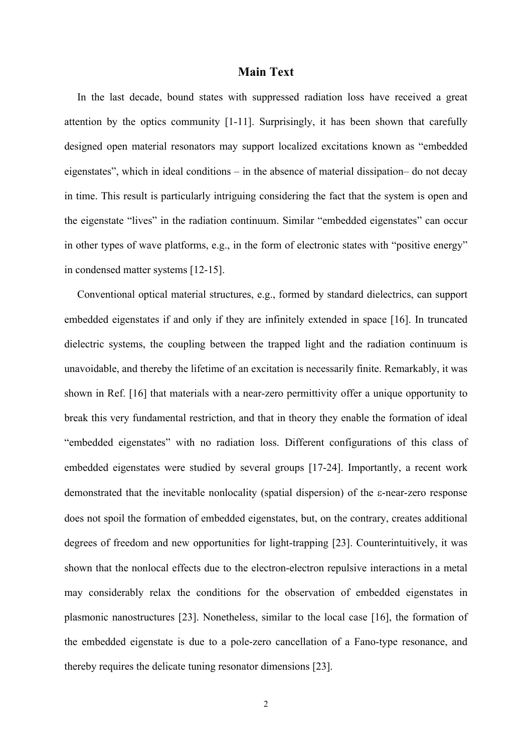# Main Text

In the last decade, bound states with suppressed radiation loss have received a great attention by the optics community [1-11]. Surprisingly, it has been shown that carefully designed open material resonators may support localized excitations known as "embedded eigenstates", which in ideal conditions – in the absence of material dissipation– do not decay in time. This result is particularly intriguing considering the fact that the system is open and the eigenstate "lives" in the radiation continuum. Similar "embedded eigenstates" can occur in other types of wave platforms, e.g., in the form of electronic states with "positive energy" in condensed matter systems [12-15].

Conventional optical material structures, e.g., formed by standard dielectrics, can support embedded eigenstates if and only if they are infinitely extended in space [16]. In truncated dielectric systems, the coupling between the trapped light and the radiation continuum is unavoidable, and thereby the lifetime of an excitation is necessarily finite. Remarkably, it was shown in Ref. [16] that materials with a near-zero permittivity offer a unique opportunity to break this very fundamental restriction, and that in theory they enable the formation of ideal "embedded eigenstates" with no radiation loss. Different configurations of this class of embedded eigenstates were studied by several groups [17-24]. Importantly, a recent work demonstrated that the inevitable nonlocality (spatial dispersion) of the $\varepsilon$-near-zero response does not spoil the formation of embedded eigenstates, but, on the contrary, creates additional degrees of freedom and new opportunities for light-trapping [23]. Counterintuitively, it was shown that the nonlocal effects due to the electron-electron repulsive interactions in a metal may considerably relax the conditions for the observation of embedded eigenstates in plasmonic nanostructures [23]. Nonetheless, similar to the local case [16], the formation of the embedded eigenstate is due to a pole-zero cancellation of a Fano-type resonance, and thereby requires the delicate tuning resonator dimensions [23].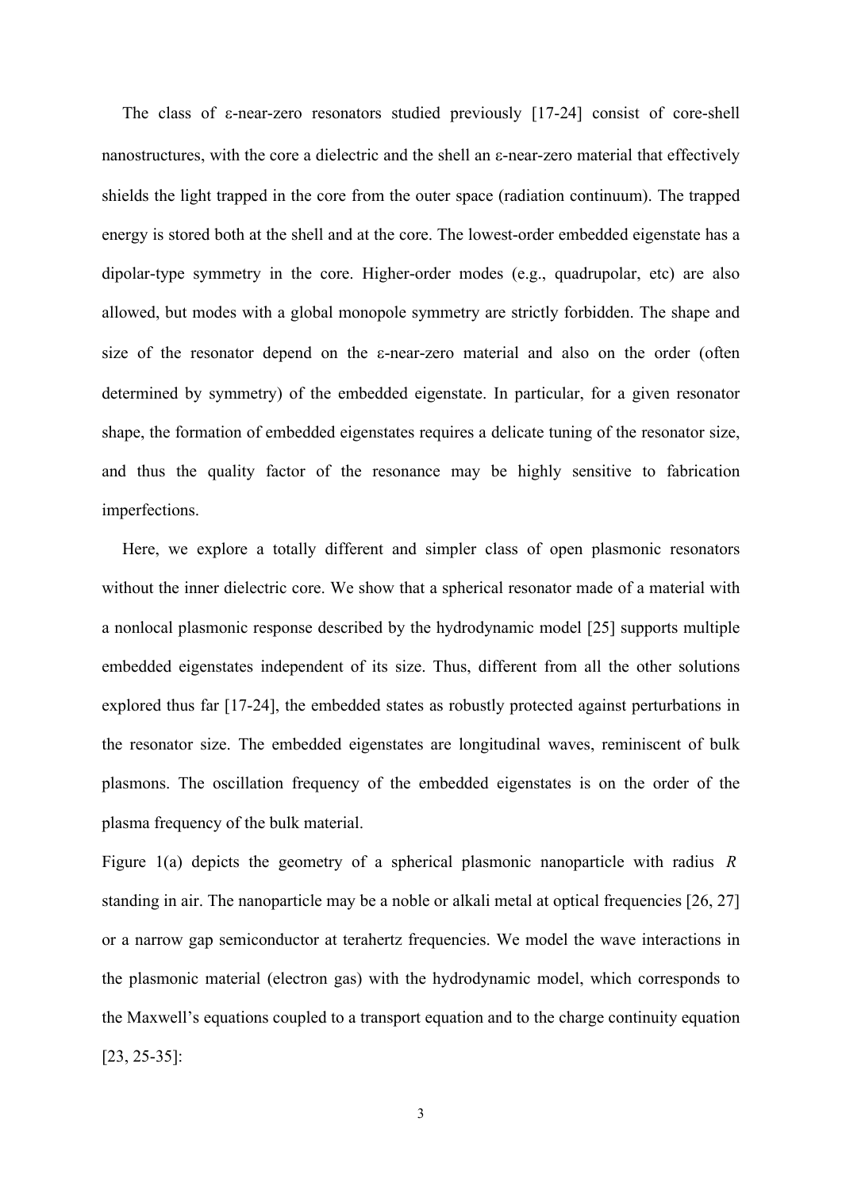The class of ε-near-zero resonators studied previously [17-24] consist of core-shell nanostructures, with the core a dielectric and the shell an ε-near-zero material that effectively shields the light trapped in the core from the outer space (radiation continuum). The trapped energy is stored both at the shell and at the core. The lowest-order embedded eigenstate has a dipolar-type symmetry in the core. Higher-order modes (e.g., quadrupolar, etc) are also allowed, but modes with a global monopole symmetry are strictly forbidden. The shape and size of the resonator depend on the ε-near-zero material and also on the order (often determined by symmetry) of the embedded eigenstate. In particular, for a given resonator shape, the formation of embedded eigenstates requires a delicate tuning of the resonator size, and thus the quality factor of the resonance may be highly sensitive to fabrication imperfections.

Here, we explore a totally different and simpler class of open plasmonic resonators without the inner dielectric core. We show that a spherical resonator made of a material with a nonlocal plasmonic response described by the hydrodynamic model [25] supports multiple embedded eigenstates independent of its size. Thus, different from all the other solutions explored thus far [17-24], the embedded states as robustly protected against perturbations in the resonator size. The embedded eigenstates are longitudinal waves, reminiscent of bulk plasmons. The oscillation frequency of the embedded eigenstates is on the order of the plasma frequency of the bulk material.

Figure 1(a) depicts the geometry of a spherical plasmonic nanoparticle with radius $R$ standing in air. The nanoparticle may be a noble or alkali metal at optical frequencies [26, 27] or a narrow gap semiconductor at terahertz frequencies. We model the wave interactions in the plasmonic material (electron gas) with the hydrodynamic model, which corresponds to the Maxwell's equations coupled to a transport equation and to the charge continuity equation [23, 25-35]: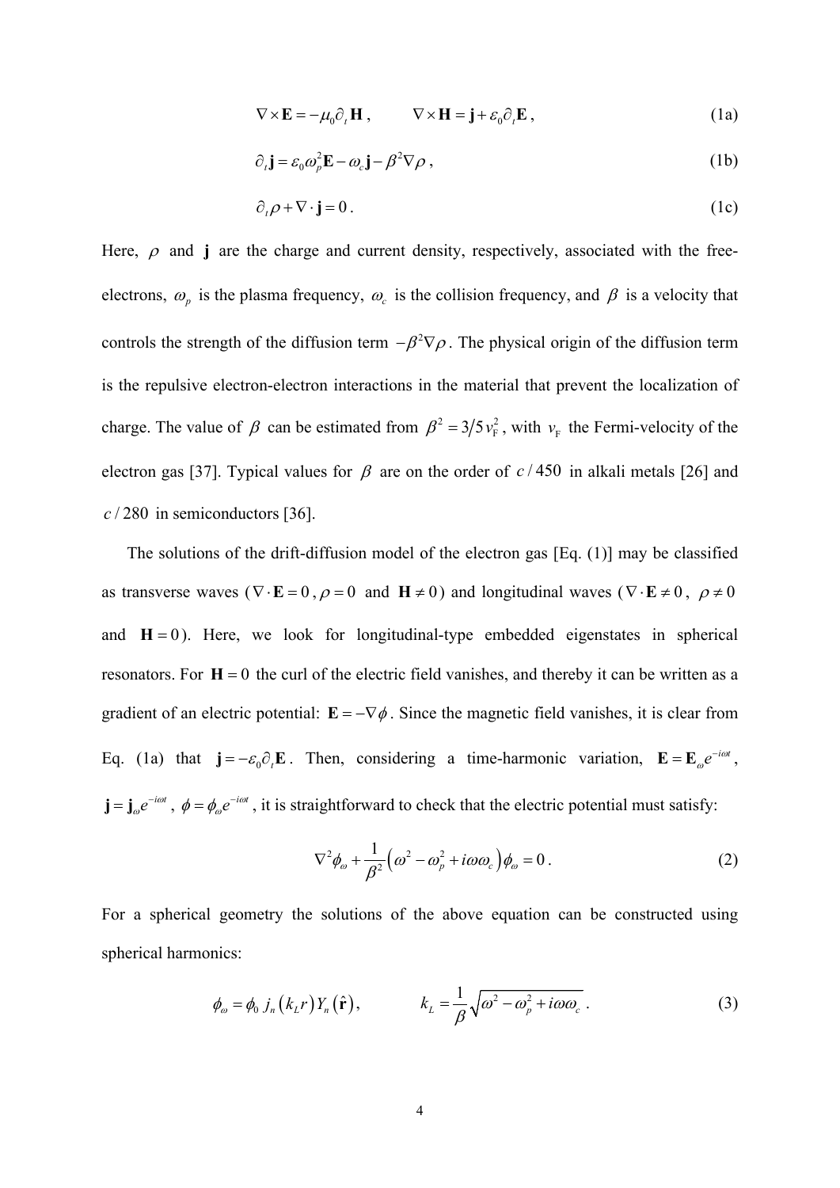$$\nabla \times \mathbf{E} = -\mu_0 \partial_t \mathbf{H}, \qquad \nabla \times \mathbf{H} = \mathbf{j} + \varepsilon_0 \partial_t \mathbf{E}, \tag{1a}$$

$$\partial_t \mathbf{j} = \varepsilon_0 \omega_p^2 \mathbf{E} - \omega_c \mathbf{j} - \beta^2 \nabla \rho, \tag{1b}$$

$$\partial_t \rho + \nabla \cdot \mathbf{j} = 0. \tag{1c}$$

Here, $\rho$ and $\mathbf{j}$ are the charge and current density, respectively, associated with the free-electrons, $\omega_p$ is the plasma frequency, $\omega_c$ is the collision frequency, and $\beta$ is a velocity that controls the strength of the diffusion term $-\beta^2 \nabla \rho$. The physical origin of the diffusion term is the repulsive electron-electron interactions in the material that prevent the localization of charge. The value of $\beta$ can be estimated from $\beta^2 = 3/5\, v_{\mathrm{F}}^2$, with $v_{\mathrm{F}}$ the Fermi-velocity of the electron gas [37]. Typical values for $\beta$ are on the order of $c/450$ in alkali metals [26] and $c/280$ in semiconductors [36].

The solutions of the drift-diffusion model of the electron gas [Eq. (1)] may be classified as transverse waves ($\nabla \cdot \mathbf{E} = 0$, $\rho = 0$ and $\mathbf{H} \neq 0$) and longitudinal waves ($\nabla \cdot \mathbf{E} \neq 0$, $\rho \neq 0$ and $\mathbf{H} = 0$). Here, we look for longitudinal-type embedded eigenstates in spherical resonators. For $\mathbf{H} = 0$ the curl of the electric field vanishes, and thereby it can be written as a gradient of an electric potential: $\mathbf{E} = -\nabla \phi$. Since the magnetic field vanishes, it is clear from Eq. (1a) that $\mathbf{j} = -\varepsilon_0 \partial_t \mathbf{E}$. Then, considering a time-harmonic variation, $\mathbf{E} = \mathbf{E}_\omega e^{-i\omega t}$, $\mathbf{j} = \mathbf{j}_\omega e^{-i\omega t}$, $\phi = \phi_\omega e^{-i\omega t}$, it is straightforward to check that the electric potential must satisfy:

$$\nabla^2 \phi_\omega + \frac{1}{\beta^2}\left(\omega^2 - \omega_p^2 + i\omega\omega_c\right)\phi_\omega = 0. \tag{2}$$

For a spherical geometry the solutions of the above equation can be constructed using spherical harmonics:

$$\phi_\omega = \phi_0\, j_n\left(k_L r\right) Y_n\left(\hat{\mathbf{r}}\right), \qquad k_L = \frac{1}{\beta}\sqrt{\omega^2 - \omega_p^2 + i\omega\omega_c}. \tag{3}$$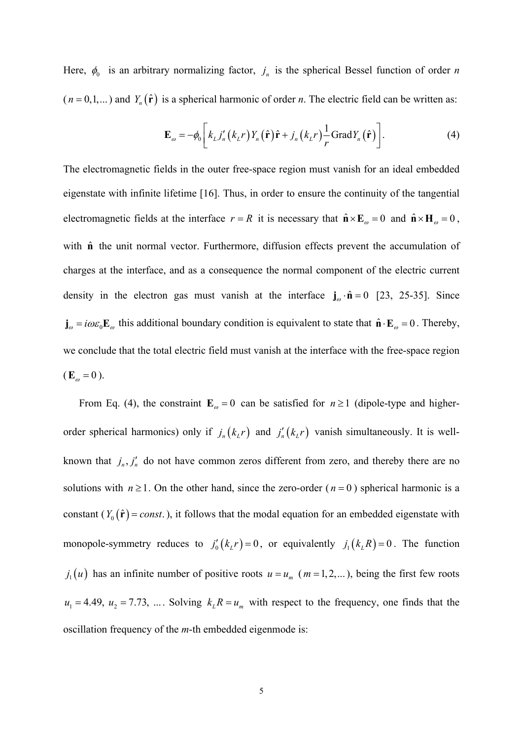Here, $\phi_0$ is an arbitrary normalizing factor, $j_n$ is the spherical Bessel function of order $n$ ($n = 0,1,...$) and $Y_n(\hat{\mathbf{r}})$ is a spherical harmonic of order $n$. The electric field can be written as:

$$\mathbf{E}_\omega = -\phi_0 \left[ k_L j_n'(k_L r) Y_n(\hat{\mathbf{r}}) \hat{\mathbf{r}} + j_n(k_L r) \frac{1}{r} \text{Grad} Y_n(\hat{\mathbf{r}}) \right]. \tag{4}$$

The electromagnetic fields in the outer free-space region must vanish for an ideal embedded eigenstate with infinite lifetime [16]. Thus, in order to ensure the continuity of the tangential electromagnetic fields at the interface $r = R$ it is necessary that $\hat{\mathbf{n}} \times \mathbf{E}_\omega = 0$ and $\hat{\mathbf{n}} \times \mathbf{H}_\omega = 0$, with $\hat{\mathbf{n}}$ the unit normal vector. Furthermore, diffusion effects prevent the accumulation of charges at the interface, and as a consequence the normal component of the electric current density in the electron gas must vanish at the interface $\mathbf{j}_\omega \cdot \hat{\mathbf{n}} = 0$ [23, 25-35]. Since $\mathbf{j}_\omega = i\omega\varepsilon_0 \mathbf{E}_\omega$ this additional boundary condition is equivalent to state that $\hat{\mathbf{n}} \cdot \mathbf{E}_\omega = 0$. Thereby, we conclude that the total electric field must vanish at the interface with the free-space region ($\mathbf{E}_\omega = 0$).

From Eq. (4), the constraint $\mathbf{E}_\omega = 0$ can be satisfied for $n \geq 1$ (dipole-type and higher-order spherical harmonics) only if $j_n(k_L r)$ and $j_n'(k_L r)$ vanish simultaneously. It is well-known that $j_n, j_n'$ do not have common zeros different from zero, and thereby there are no solutions with $n \geq 1$. On the other hand, since the zero-order ($n = 0$) spherical harmonic is a constant ($Y_0(\hat{\mathbf{r}}) = const.$), it follows that the modal equation for an embedded eigenstate with monopole-symmetry reduces to $j_0'(k_L r) = 0$, or equivalently $j_1(k_L R) = 0$. The function $j_1(u)$ has an infinite number of positive roots $u = u_m$ ($m = 1,2,...$), being the first few roots $u_1 = 4.49$, $u_2 = 7.73$, .... Solving $k_L R = u_m$ with respect to the frequency, one finds that the oscillation frequency of the $m$-th embedded eigenmode is: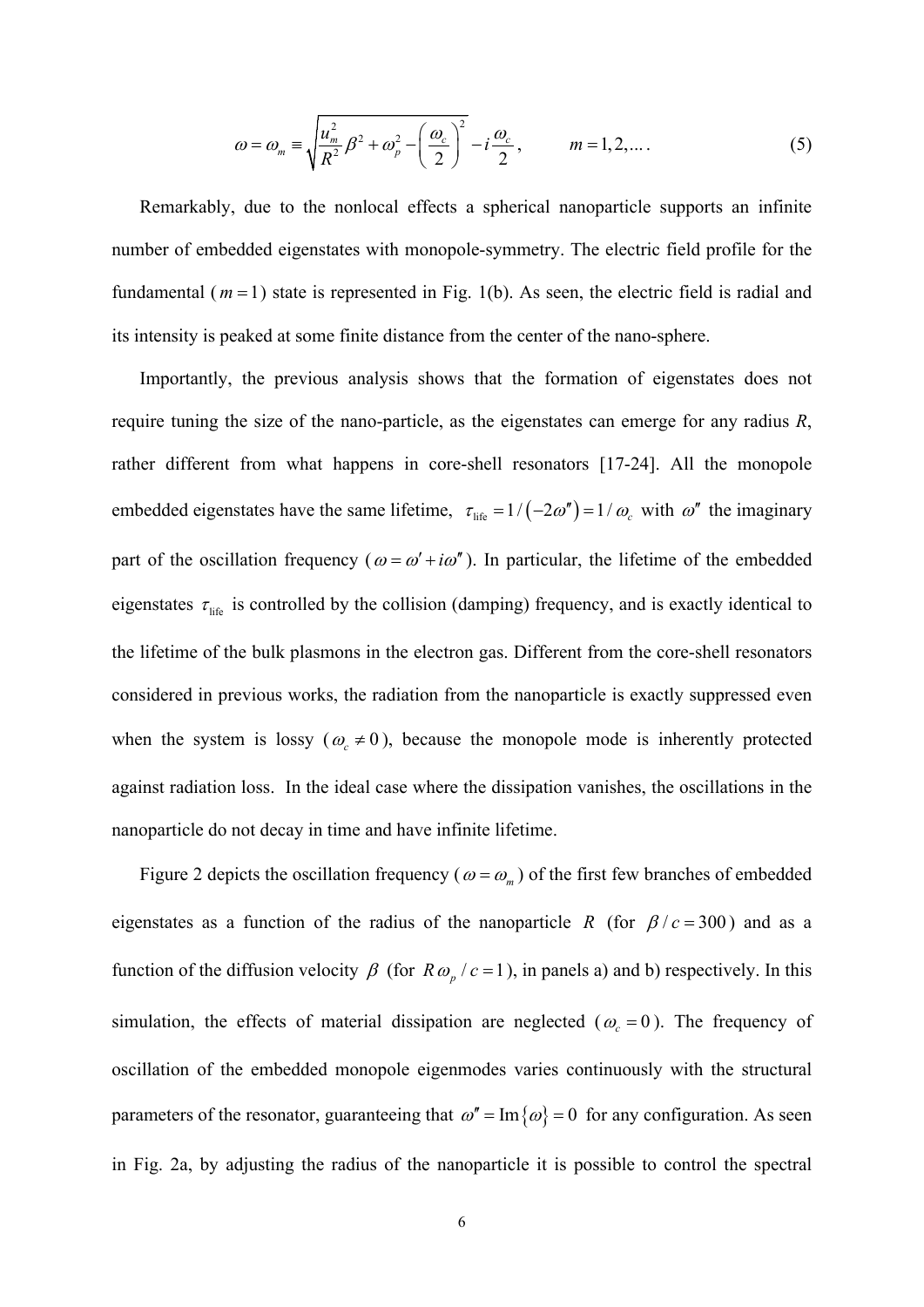$$\omega = \omega_m \equiv \sqrt{\frac{u_m^2}{R^2}\beta^2 + \omega_p^2 - \left(\frac{\omega_c}{2}\right)^2} - i\frac{\omega_c}{2}, \qquad m = 1, 2, \dots . \tag{5}$$

Remarkably, due to the nonlocal effects a spherical nanoparticle supports an infinite number of embedded eigenstates with monopole-symmetry. The electric field profile for the fundamental ($m = 1$) state is represented in Fig. 1(b). As seen, the electric field is radial and its intensity is peaked at some finite distance from the center of the nano-sphere.

Importantly, the previous analysis shows that the formation of eigenstates does not require tuning the size of the nano-particle, as the eigenstates can emerge for any radius $R$, rather different from what happens in core-shell resonators [17-24]. All the monopole embedded eigenstates have the same lifetime, $\tau_{\text{life}} = 1/\left(-2\omega''\right) = 1/\omega_c$ with $\omega''$ the imaginary part of the oscillation frequency ($\omega = \omega' + i\omega''$). In particular, the lifetime of the embedded eigenstates $\tau_{\text{life}}$ is controlled by the collision (damping) frequency, and is exactly identical to the lifetime of the bulk plasmons in the electron gas. Different from the core-shell resonators considered in previous works, the radiation from the nanoparticle is exactly suppressed even when the system is lossy ($\omega_c \neq 0$), because the monopole mode is inherently protected against radiation loss. In the ideal case where the dissipation vanishes, the oscillations in the nanoparticle do not decay in time and have infinite lifetime.

Figure 2 depicts the oscillation frequency ($\omega = \omega_m$) of the first few branches of embedded eigenstates as a function of the radius of the nanoparticle $R$ (for $\beta / c = 300$) and as a function of the diffusion velocity $\beta$ (for $R\omega_p / c = 1$), in panels a) and b) respectively. In this simulation, the effects of material dissipation are neglected ($\omega_c = 0$). The frequency of oscillation of the embedded monopole eigenmodes varies continuously with the structural parameters of the resonator, guaranteeing that $\omega'' = \text{Im}\{\omega\} = 0$ for any configuration. As seen in Fig. 2a, by adjusting the radius of the nanoparticle it is possible to control the spectral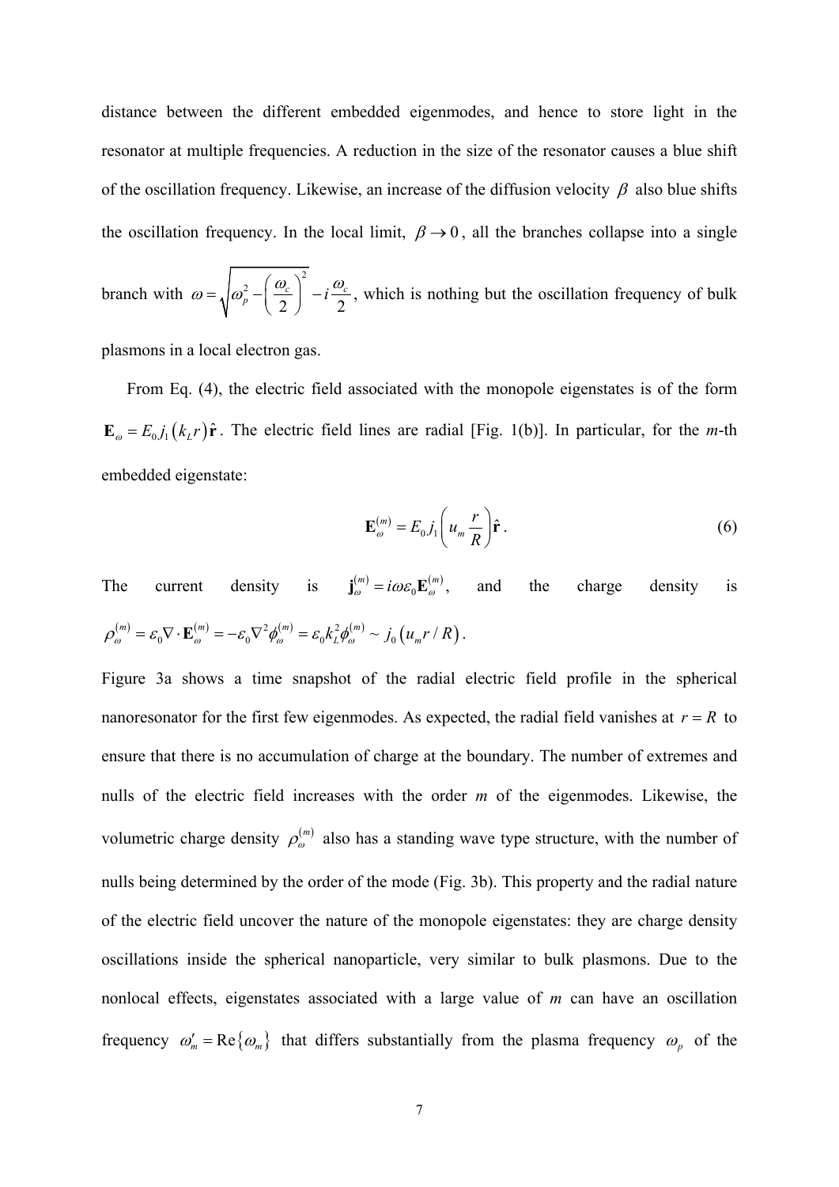distance between the different embedded eigenmodes, and hence to store light in the resonator at multiple frequencies. A reduction in the size of the resonator causes a blue shift of the oscillation frequency. Likewise, an increase of the diffusion velocity $\beta$ also blue shifts the oscillation frequency. In the local limit, $\beta \to 0$, all the branches collapse into a single branch with $\omega = \sqrt{\omega_p^2 - \left(\frac{\omega_c}{2}\right)^2} - i\frac{\omega_c}{2}$, which is nothing but the oscillation frequency of bulk plasmons in a local electron gas.

From Eq. (4), the electric field associated with the monopole eigenstates is of the form $\mathbf{E}_\omega = E_0 j_1(k_L r)\hat{\mathbf{r}}$. The electric field lines are radial [Fig. 1(b)]. In particular, for the *m*-th embedded eigenstate:

$$\mathbf{E}_\omega^{(m)} = E_0 j_1\left(u_m \frac{r}{R}\right)\hat{\mathbf{r}}. \tag{6}$$

The current density is $\mathbf{j}_\omega^{(m)} = i\omega\varepsilon_0 \mathbf{E}_\omega^{(m)}$, and the charge density is $\rho_\omega^{(m)} = \varepsilon_0 \nabla \cdot \mathbf{E}_\omega^{(m)} = -\varepsilon_0 \nabla^2 \phi_\omega^{(m)} = \varepsilon_0 k_L^2 \phi_\omega^{(m)} \sim j_0(u_m r / R)$.

Figure 3a shows a time snapshot of the radial electric field profile in the spherical nanoresonator for the first few eigenmodes. As expected, the radial field vanishes at $r = R$ to ensure that there is no accumulation of charge at the boundary. The number of extremes and nulls of the electric field increases with the order *m* of the eigenmodes. Likewise, the volumetric charge density $\rho_\omega^{(m)}$ also has a standing wave type structure, with the number of nulls being determined by the order of the mode (Fig. 3b). This property and the radial nature of the electric field uncover the nature of the monopole eigenstates: they are charge density oscillations inside the spherical nanoparticle, very similar to bulk plasmons. Due to the nonlocal effects, eigenstates associated with a large value of *m* can have an oscillation frequency $\omega_m' = \mathrm{Re}\{\omega_m\}$ that differs substantially from the plasma frequency $\omega_p$ of the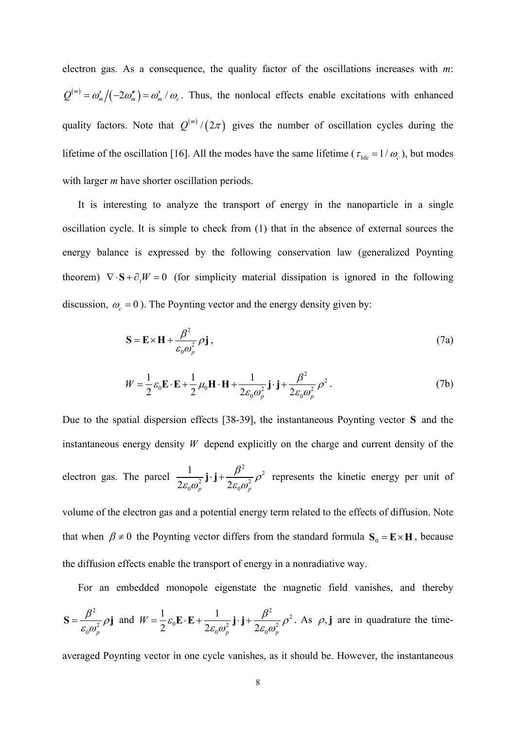electron gas. As a consequence, the quality factor of the oscillations increases with *m*: $Q^{(m)} = \omega'_m / \left(-2\omega''_m\right) = \omega'_m / \omega_c$. Thus, the nonlocal effects enable excitations with enhanced quality factors. Note that $Q^{(m)} / \left(2\pi\right)$ gives the number of oscillation cycles during the lifetime of the oscillation [16]. All the modes have the same lifetime ($\tau_{\text{life}} = 1/\omega_c$), but modes with larger *m* have shorter oscillation periods.

It is interesting to analyze the transport of energy in the nanoparticle in a single oscillation cycle. It is simple to check from (1) that in the absence of external sources the energy balance is expressed by the following conservation law (generalized Poynting theorem) $\nabla \cdot \mathbf{S} + \partial_t W = 0$ (for simplicity material dissipation is ignored in the following discussion, $\omega_c = 0$). The Poynting vector and the energy density given by:

$$\mathbf{S} = \mathbf{E} \times \mathbf{H} + \frac{\beta^2}{\varepsilon_0 \omega_p^2} \rho \mathbf{j}, \tag{7a}$$

$$W = \frac{1}{2}\varepsilon_0 \mathbf{E} \cdot \mathbf{E} + \frac{1}{2}\mu_0 \mathbf{H} \cdot \mathbf{H} + \frac{1}{2\varepsilon_0 \omega_p^2} \mathbf{j} \cdot \mathbf{j} + \frac{\beta^2}{2\varepsilon_0 \omega_p^2} \rho^2. \tag{7b}$$

Due to the spatial dispersion effects [38-39], the instantaneous Poynting vector $\mathbf{S}$ and the instantaneous energy density $W$ depend explicitly on the charge and current density of the electron gas. The parcel $\frac{1}{2\varepsilon_0 \omega_p^2} \mathbf{j} \cdot \mathbf{j} + \frac{\beta^2}{2\varepsilon_0 \omega_p^2} \rho^2$ represents the kinetic energy per unit of volume of the electron gas and a potential energy term related to the effects of diffusion. Note that when $\beta \neq 0$ the Poynting vector differs from the standard formula $\mathbf{S}_0 = \mathbf{E} \times \mathbf{H}$, because the diffusion effects enable the transport of energy in a nonradiative way.

For an embedded monopole eigenstate the magnetic field vanishes, and thereby $\mathbf{S} = \frac{\beta^2}{\varepsilon_0 \omega_p^2} \rho \mathbf{j}$ and $W = \frac{1}{2}\varepsilon_0 \mathbf{E} \cdot \mathbf{E} + \frac{1}{2\varepsilon_0 \omega_p^2} \mathbf{j} \cdot \mathbf{j} + \frac{\beta^2}{2\varepsilon_0 \omega_p^2} \rho^2$. As $\rho, \mathbf{j}$ are in quadrature the time-averaged Poynting vector in one cycle vanishes, as it should be. However, the instantaneous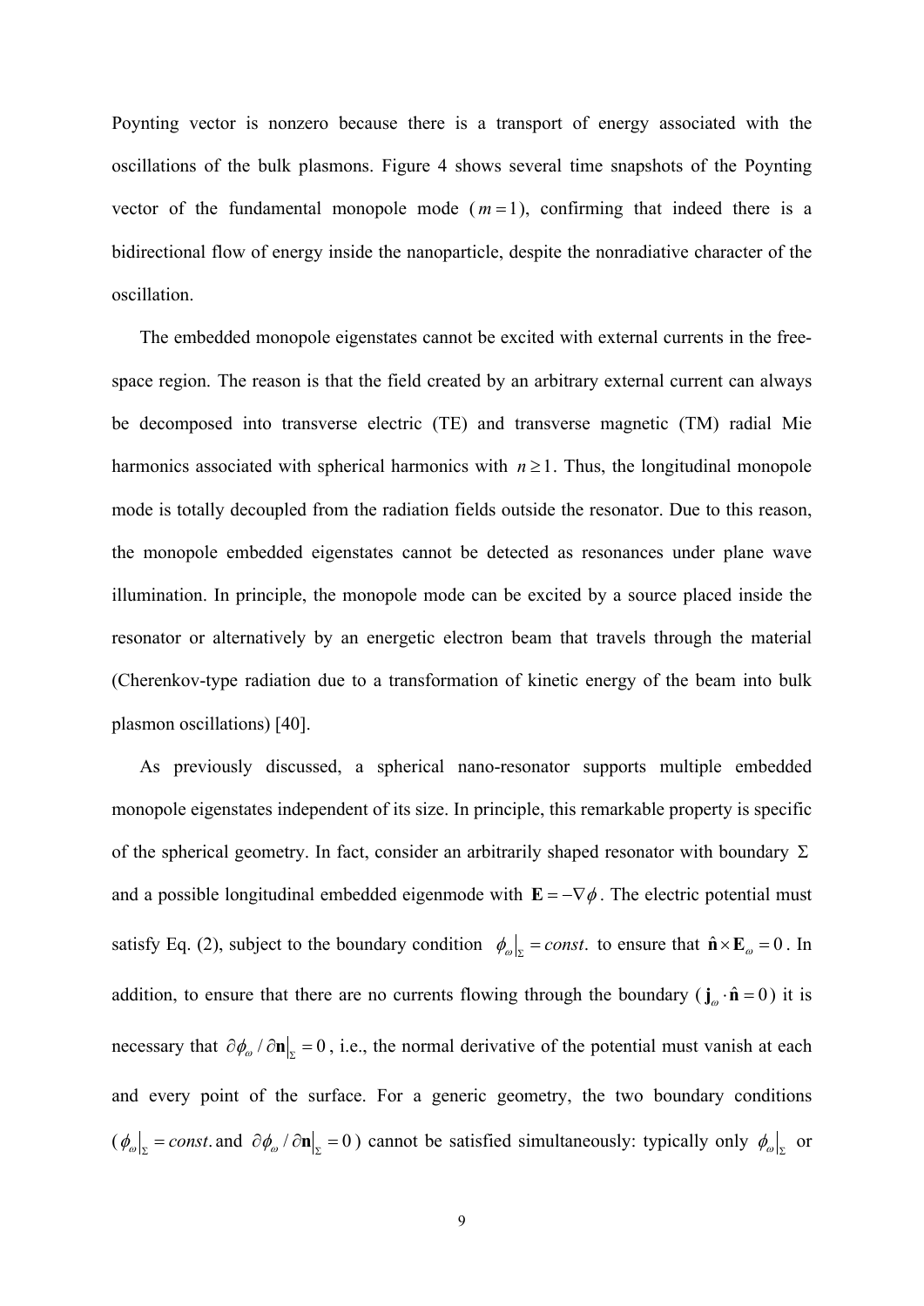Poynting vector is nonzero because there is a transport of energy associated with the oscillations of the bulk plasmons. Figure 4 shows several time snapshots of the Poynting vector of the fundamental monopole mode ($m=1$), confirming that indeed there is a bidirectional flow of energy inside the nanoparticle, despite the nonradiative character of the oscillation.

The embedded monopole eigenstates cannot be excited with external currents in the free-space region. The reason is that the field created by an arbitrary external current can always be decomposed into transverse electric (TE) and transverse magnetic (TM) radial Mie harmonics associated with spherical harmonics with $n \geq 1$. Thus, the longitudinal monopole mode is totally decoupled from the radiation fields outside the resonator. Due to this reason, the monopole embedded eigenstates cannot be detected as resonances under plane wave illumination. In principle, the monopole mode can be excited by a source placed inside the resonator or alternatively by an energetic electron beam that travels through the material (Cherenkov-type radiation due to a transformation of kinetic energy of the beam into bulk plasmon oscillations) [40].

As previously discussed, a spherical nano-resonator supports multiple embedded monopole eigenstates independent of its size. In principle, this remarkable property is specific of the spherical geometry. In fact, consider an arbitrarily shaped resonator with boundary $\Sigma$ and a possible longitudinal embedded eigenmode with $\mathbf{E} = -\nabla\phi$. The electric potential must satisfy Eq. (2), subject to the boundary condition $\phi_\omega\big|_\Sigma = const.$ to ensure that $\hat{\mathbf{n}} \times \mathbf{E}_\omega = 0$. In addition, to ensure that there are no currents flowing through the boundary ($\mathbf{j}_\omega \cdot \hat{\mathbf{n}} = 0$) it is necessary that $\partial\phi_\omega / \partial\mathbf{n}\big|_\Sigma = 0$, i.e., the normal derivative of the potential must vanish at each and every point of the surface. For a generic geometry, the two boundary conditions ($\phi_\omega\big|_\Sigma = const.$ and $\partial\phi_\omega / \partial\mathbf{n}\big|_\Sigma = 0$) cannot be satisfied simultaneously: typically only $\phi_\omega\big|_\Sigma$ or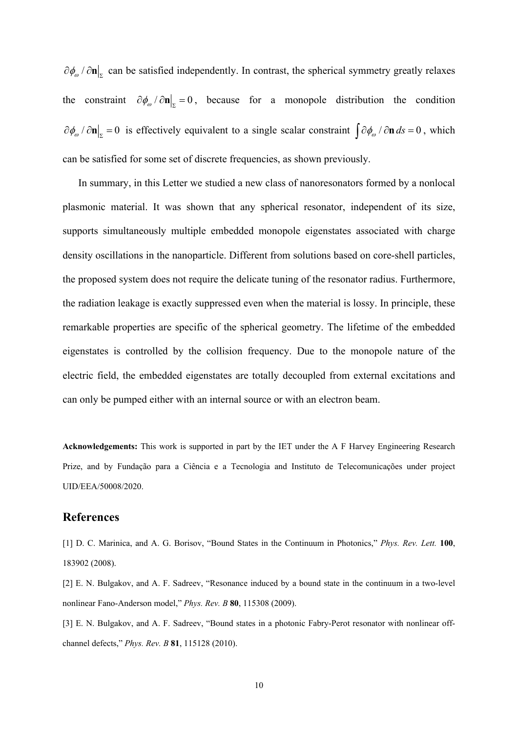$\partial \phi_{\omega} / \partial \mathbf{n}|_{\Sigma}$ can be satisfied independently. In contrast, the spherical symmetry greatly relaxes the constraint $\partial \phi_{\omega} / \partial \mathbf{n}|_{\Sigma} = 0$, because for a monopole distribution the condition $\partial \phi_{\omega} / \partial \mathbf{n}|_{\Sigma} = 0$ is effectively equivalent to a single scalar constraint $\int \partial \phi_{\omega} / \partial \mathbf{n} \, ds = 0$, which can be satisfied for some set of discrete frequencies, as shown previously.

In summary, in this Letter we studied a new class of nanoresonators formed by a nonlocal plasmonic material. It was shown that any spherical resonator, independent of its size, supports simultaneously multiple embedded monopole eigenstates associated with charge density oscillations in the nanoparticle. Different from solutions based on core-shell particles, the proposed system does not require the delicate tuning of the resonator radius. Furthermore, the radiation leakage is exactly suppressed even when the material is lossy. In principle, these remarkable properties are specific of the spherical geometry. The lifetime of the embedded eigenstates is controlled by the collision frequency. Due to the monopole nature of the electric field, the embedded eigenstates are totally decoupled from external excitations and can only be pumped either with an internal source or with an electron beam.

**Acknowledgements:** This work is supported in part by the IET under the A F Harvey Engineering Research Prize, and by Fundação para a Ciência e a Tecnologia and Instituto de Telecomunicações under project UID/EEA/50008/2020.

## References

[1] D. C. Marinica, and A. G. Borisov, "Bound States in the Continuum in Photonics," *Phys. Rev. Lett.* **100**, 183902 (2008).

[2] E. N. Bulgakov, and A. F. Sadreev, "Resonance induced by a bound state in the continuum in a two-level nonlinear Fano-Anderson model," *Phys. Rev. B* **80**, 115308 (2009).

[3] E. N. Bulgakov, and A. F. Sadreev, "Bound states in a photonic Fabry-Perot resonator with nonlinear off-channel defects," *Phys. Rev. B* **81**, 115128 (2010).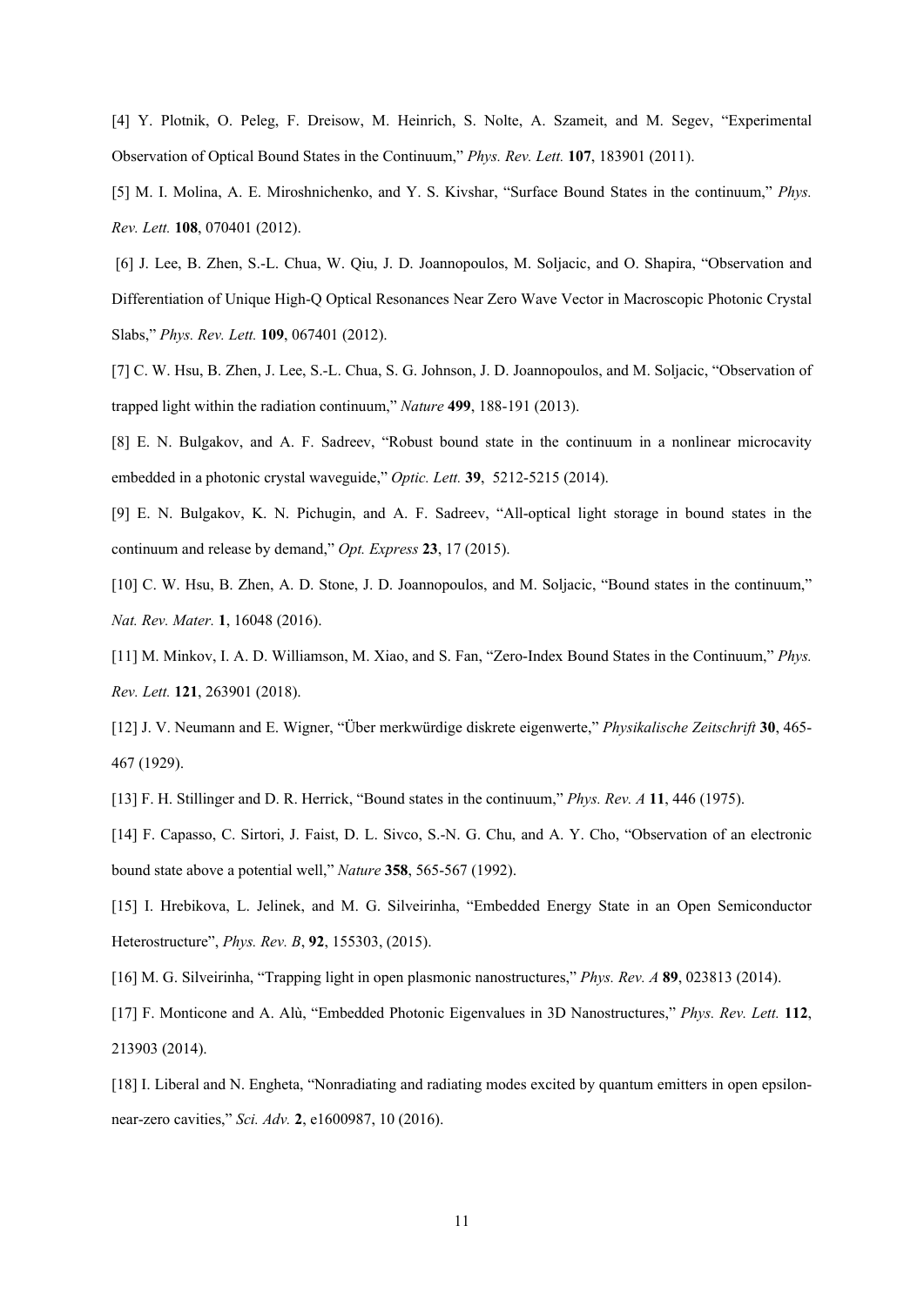[4] Y. Plotnik, O. Peleg, F. Dreisow, M. Heinrich, S. Nolte, A. Szameit, and M. Segev, "Experimental Observation of Optical Bound States in the Continuum," *Phys. Rev. Lett.* **107**, 183901 (2011).

[5] M. I. Molina, A. E. Miroshnichenko, and Y. S. Kivshar, "Surface Bound States in the continuum," *Phys. Rev. Lett.* **108**, 070401 (2012).

[6] J. Lee, B. Zhen, S.-L. Chua, W. Qiu, J. D. Joannopoulos, M. Soljacic, and O. Shapira, "Observation and Differentiation of Unique High-Q Optical Resonances Near Zero Wave Vector in Macroscopic Photonic Crystal Slabs," *Phys. Rev. Lett.* **109**, 067401 (2012).

[7] C. W. Hsu, B. Zhen, J. Lee, S.-L. Chua, S. G. Johnson, J. D. Joannopoulos, and M. Soljacic, "Observation of trapped light within the radiation continuum," *Nature* **499**, 188-191 (2013).

[8] E. N. Bulgakov, and A. F. Sadreev, "Robust bound state in the continuum in a nonlinear microcavity embedded in a photonic crystal waveguide," *Optic. Lett.* **39**, 5212-5215 (2014).

[9] E. N. Bulgakov, K. N. Pichugin, and A. F. Sadreev, "All-optical light storage in bound states in the continuum and release by demand," *Opt. Express* **23**, 17 (2015).

[10] C. W. Hsu, B. Zhen, A. D. Stone, J. D. Joannopoulos, and M. Soljacic, "Bound states in the continuum," *Nat. Rev. Mater.* **1**, 16048 (2016).

[11] M. Minkov, I. A. D. Williamson, M. Xiao, and S. Fan, "Zero-Index Bound States in the Continuum," *Phys. Rev. Lett.* **121**, 263901 (2018).

[12] J. V. Neumann and E. Wigner, "Über merkwürdige diskrete eigenwerte," *Physikalische Zeitschrift* **30**, 465-467 (1929).

[13] F. H. Stillinger and D. R. Herrick, "Bound states in the continuum," *Phys. Rev. A* **11**, 446 (1975).

[14] F. Capasso, C. Sirtori, J. Faist, D. L. Sivco, S.-N. G. Chu, and A. Y. Cho, "Observation of an electronic bound state above a potential well," *Nature* **358**, 565-567 (1992).

[15] I. Hrebikova, L. Jelinek, and M. G. Silveirinha, "Embedded Energy State in an Open Semiconductor Heterostructure", *Phys. Rev. B*, **92**, 155303, (2015).

[16] M. G. Silveirinha, "Trapping light in open plasmonic nanostructures," *Phys. Rev. A* **89**, 023813 (2014).

[17] F. Monticone and A. Alù, "Embedded Photonic Eigenvalues in 3D Nanostructures," *Phys. Rev. Lett.* **112**, 213903 (2014).

[18] I. Liberal and N. Engheta, "Nonradiating and radiating modes excited by quantum emitters in open epsilon-near-zero cavities," *Sci. Adv.* **2**, e1600987, 10 (2016).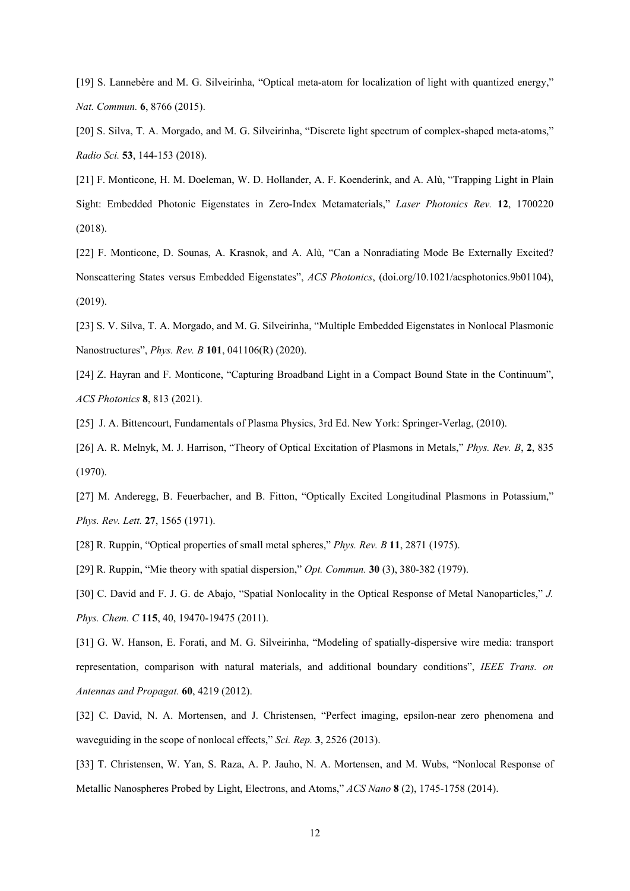[19] S. Lannebère and M. G. Silveirinha, "Optical meta-atom for localization of light with quantized energy," *Nat. Commun.* **6**, 8766 (2015).

[20] S. Silva, T. A. Morgado, and M. G. Silveirinha, "Discrete light spectrum of complex-shaped meta-atoms," *Radio Sci.* **53**, 144-153 (2018).

[21] F. Monticone, H. M. Doeleman, W. D. Hollander, A. F. Koenderink, and A. Alù, "Trapping Light in Plain Sight: Embedded Photonic Eigenstates in Zero-Index Metamaterials," *Laser Photonics Rev.* **12**, 1700220 (2018).

[22] F. Monticone, D. Sounas, A. Krasnok, and A. Alù, "Can a Nonradiating Mode Be Externally Excited? Nonscattering States versus Embedded Eigenstates", *ACS Photonics*, (doi.org/10.1021/acsphotonics.9b01104), (2019).

[23] S. V. Silva, T. A. Morgado, and M. G. Silveirinha, "Multiple Embedded Eigenstates in Nonlocal Plasmonic Nanostructures", *Phys. Rev. B* **101**, 041106(R) (2020).

[24] Z. Hayran and F. Monticone, "Capturing Broadband Light in a Compact Bound State in the Continuum", *ACS Photonics* **8**, 813 (2021).

[25] J. A. Bittencourt, Fundamentals of Plasma Physics, 3rd Ed. New York: Springer-Verlag, (2010).

[26] A. R. Melnyk, M. J. Harrison, "Theory of Optical Excitation of Plasmons in Metals," *Phys. Rev. B*, **2**, 835 (1970).

[27] M. Anderegg, B. Feuerbacher, and B. Fitton, "Optically Excited Longitudinal Plasmons in Potassium," *Phys. Rev. Lett.* **27**, 1565 (1971).

[28] R. Ruppin, "Optical properties of small metal spheres," *Phys. Rev. B* **11**, 2871 (1975).

[29] R. Ruppin, "Mie theory with spatial dispersion," *Opt. Commun.* **30** (3), 380-382 (1979).

[30] C. David and F. J. G. de Abajo, "Spatial Nonlocality in the Optical Response of Metal Nanoparticles," *J. Phys. Chem. C* **115**, 40, 19470-19475 (2011).

[31] G. W. Hanson, E. Forati, and M. G. Silveirinha, "Modeling of spatially-dispersive wire media: transport representation, comparison with natural materials, and additional boundary conditions", *IEEE Trans. on Antennas and Propagat.* **60**, 4219 (2012).

[32] C. David, N. A. Mortensen, and J. Christensen, "Perfect imaging, epsilon-near zero phenomena and waveguiding in the scope of nonlocal effects," *Sci. Rep.* **3**, 2526 (2013).

[33] T. Christensen, W. Yan, S. Raza, A. P. Jauho, N. A. Mortensen, and M. Wubs, "Nonlocal Response of Metallic Nanospheres Probed by Light, Electrons, and Atoms," *ACS Nano* **8** (2), 1745-1758 (2014).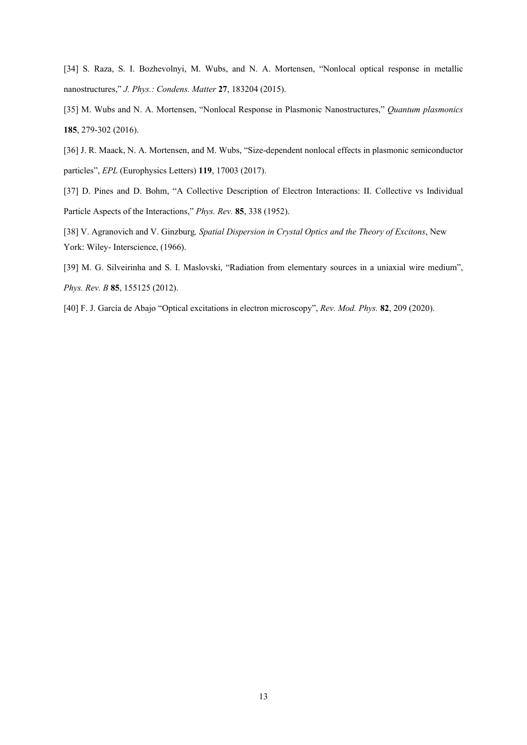[34] S. Raza, S. I. Bozhevolnyi, M. Wubs, and N. A. Mortensen, "Nonlocal optical response in metallic nanostructures," *J. Phys.: Condens. Matter* **27**, 183204 (2015).

[35] M. Wubs and N. A. Mortensen, "Nonlocal Response in Plasmonic Nanostructures," *Quantum plasmonics* **185**, 279-302 (2016).

[36] J. R. Maack, N. A. Mortensen, and M. Wubs, "Size-dependent nonlocal effects in plasmonic semiconductor particles", *EPL* (Europhysics Letters) **119**, 17003 (2017).

[37] D. Pines and D. Bohm, "A Collective Description of Electron Interactions: II. Collective vs Individual Particle Aspects of the Interactions," *Phys. Rev.* **85**, 338 (1952).

[38] V. Agranovich and V. Ginzburg*, Spatial Dispersion in Crystal Optics and the Theory of Excitons*, New York: Wiley- Interscience, (1966).

[39] M. G. Silveirinha and S. I. Maslovski, "Radiation from elementary sources in a uniaxial wire medium", *Phys. Rev. B* **85**, 155125 (2012).

[40] F. J. García de Abajo "Optical excitations in electron microscopy", *Rev. Mod. Phys.* **82**, 209 (2020).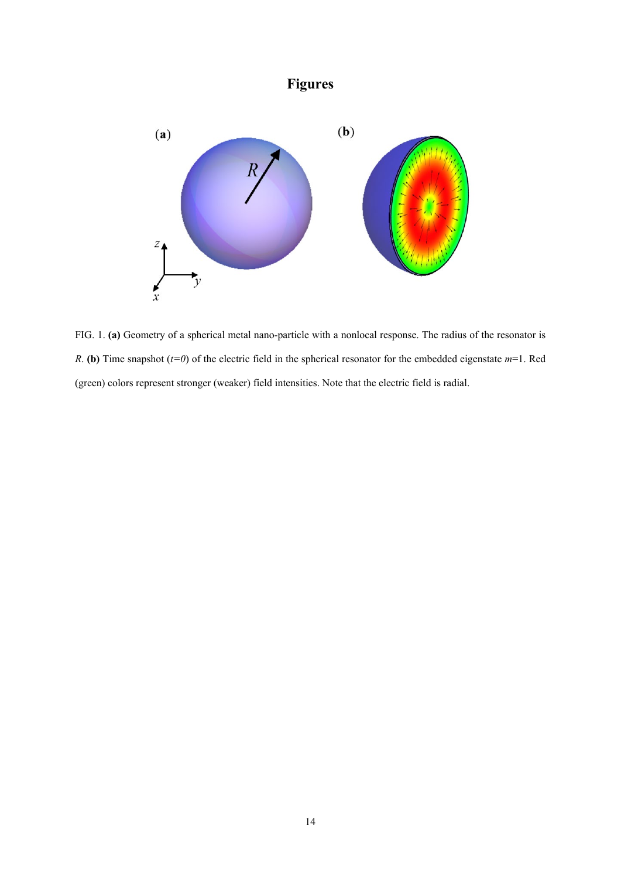# Figures

FIG. 1. **(a)** Geometry of a spherical metal nano-particle with a nonlocal response. The radius of the resonator is $R$. **(b)** Time snapshot ($t=0$) of the electric field in the spherical resonator for the embedded eigenstate $m=1$. Red (green) colors represent stronger (weaker) field intensities. Note that the electric field is radial.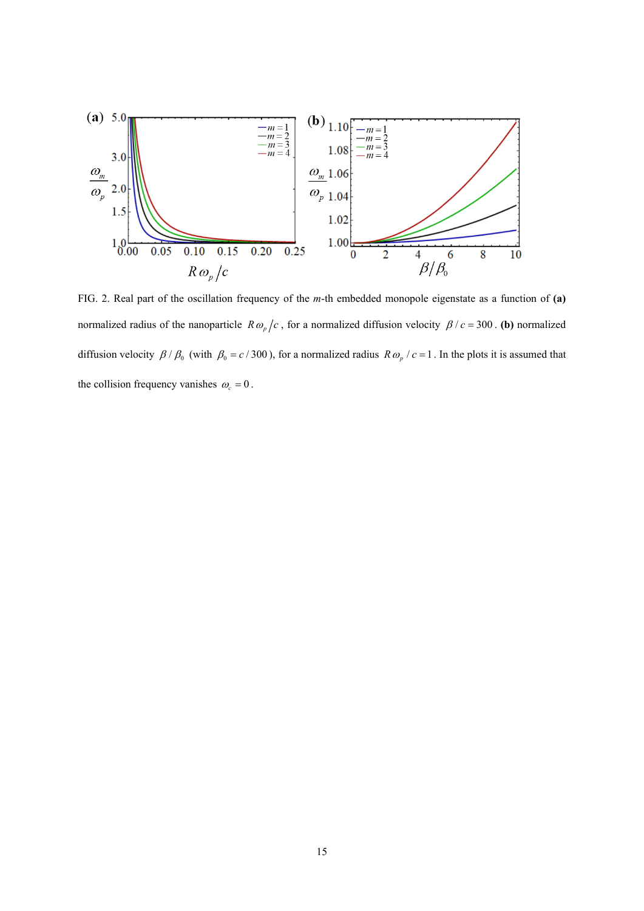FIG. 2. Real part of the oscillation frequency of the *m*-th embedded monopole eigenstate as a function of **(a)** normalized radius of the nanoparticle $R\omega_p/c$, for a normalized diffusion velocity $\beta/c = 300$. **(b)** normalized diffusion velocity $\beta/\beta_0$ (with $\beta_0 = c/300$), for a normalized radius $R\omega_p/c = 1$. In the plots it is assumed that the collision frequency vanishes $\omega_c = 0$.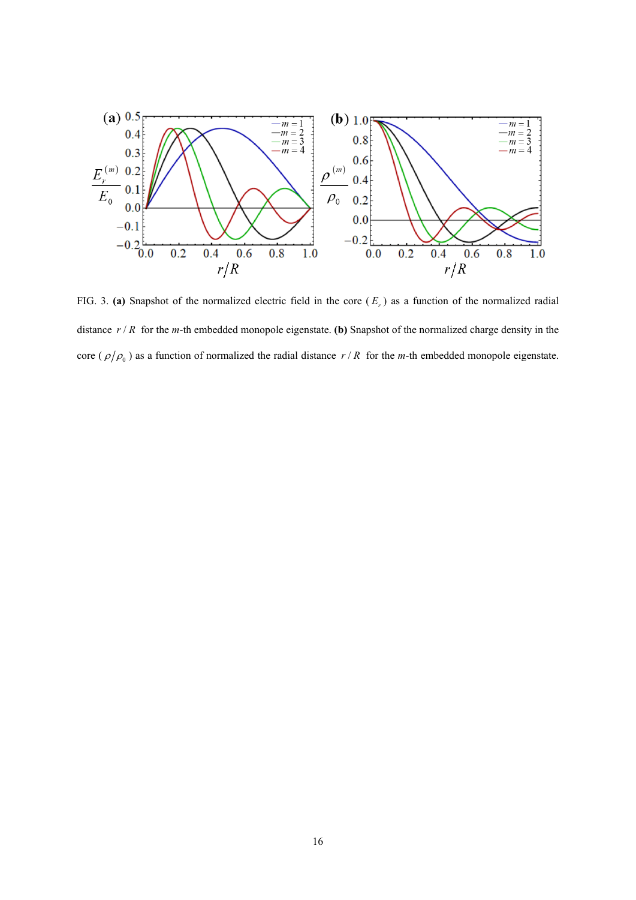FIG. 3. **(a)** Snapshot of the normalized electric field in the core ($E_r$) as a function of the normalized radial distance $r/R$ for the *m*-th embedded monopole eigenstate. **(b)** Snapshot of the normalized charge density in the core ($\rho/\rho_0$) as a function of normalized the radial distance $r/R$ for the *m*-th embedded monopole eigenstate.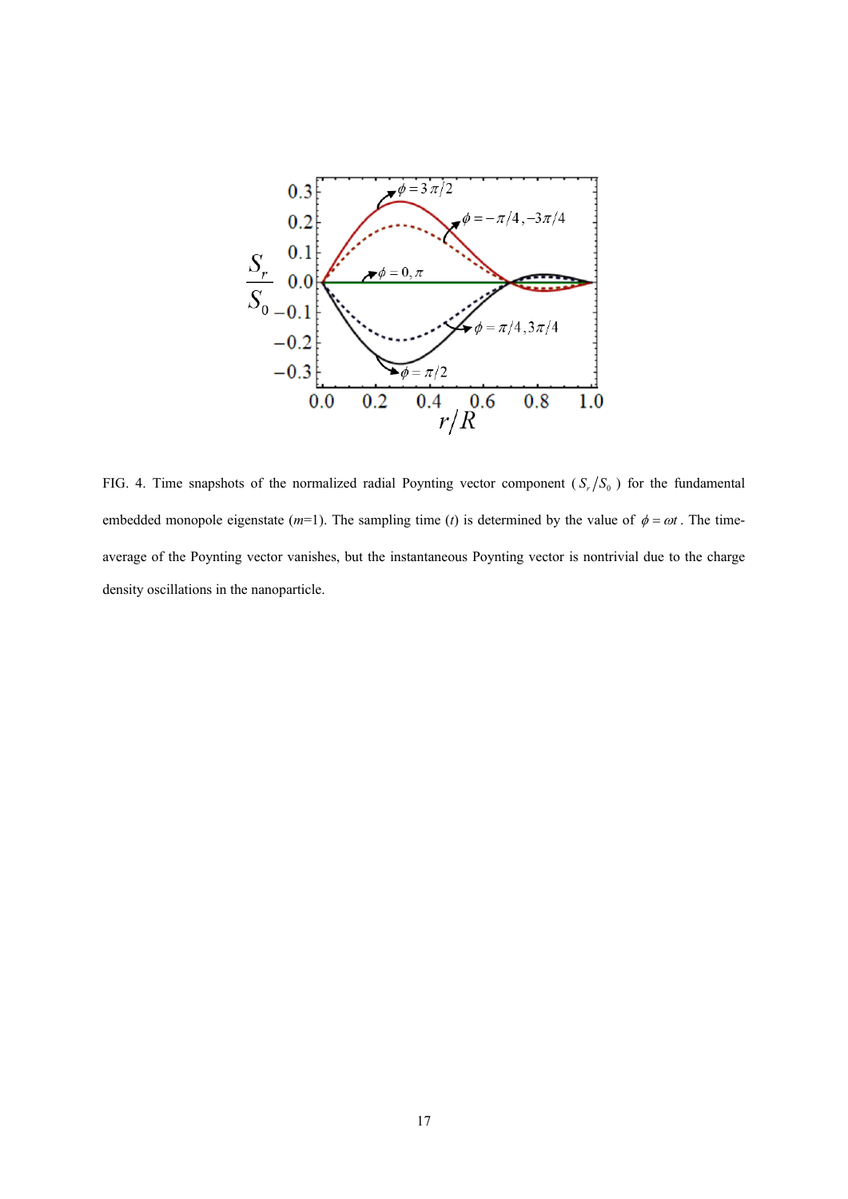$\phi = 3\pi/2$

$\phi = -\pi/4, -3\pi/4$

$\phi = 0, \pi$

$\phi = \pi/4, 3\pi/4$

$\phi = \pi/2$

$\frac{S_r}{S_0}$

0.3

0.2

0.1

0.0

−0.1

−0.2

−0.3

0.0 0.2 0.4 0.6 0.8 1.0

$r/R$

FIG. 4. Time snapshots of the normalized radial Poynting vector component ($S_r/S_0$) for the fundamental embedded monopole eigenstate ($m$=1). The sampling time ($t$) is determined by the value of $\phi = \omega t$. The time-average of the Poynting vector vanishes, but the instantaneous Poynting vector is nontrivial due to the charge density oscillations in the nanoparticle.